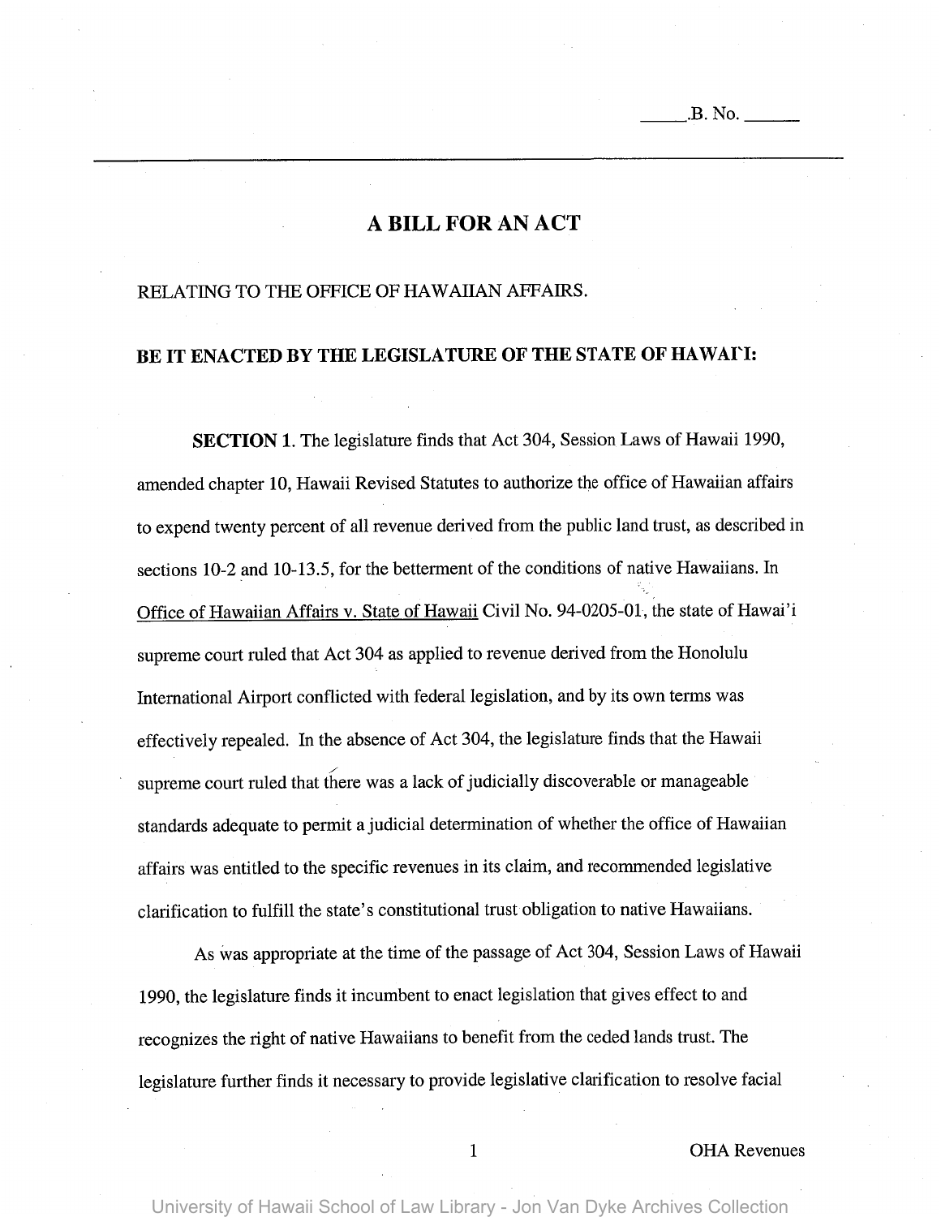\_\_\_\_\_.B. No. \_\_\_\_\_\_

# A BILL FOR AN ACT

RELATING TO THE OFFICE OF HAWAIIAN AFFAIRS.

**BE IT ENACTED BY THE LEGISLATURE OF THE STATE OF HAWAI'I:**

**SECTION 1.** The legislature finds that Act 304, Session Laws of Hawaii 1990, amended chapter 10, Hawaii Revised Statutes to authorize the office of Hawaiian affairs to expend twenty percent of all revenue derived from the public land trust, as described in sections 10-2 and 10-13.5, for the betterment of the conditions of native Hawaiians. In Office of Hawaiian Affairs v. State of Hawaii Civil No. 94-0205-01, the state of Hawai'i supreme court ruled that Act 304 as applied to revenue derived from the Honolulu International Airport conflicted with federal legislation, and by its own terms was effectively repealed. In the absence of Act 304, the legislature finds that the Hawaii supreme court ruled that there was a lack of judicially discoverable or manageable standards adequate to permit a judicial determination of whether the office of Hawaiian affairs was entitled to the specific revenues in its claim, and recommended legislative clarification to fulfill the state's constitutional trust obligation to native Hawaiians.

As was appropriate at the time of the passage of Act 304, Session Laws of Hawaii 1990, the legislature finds it incumbent to enact legislation that gives effect to and recognizes the right of native Hawaiians to benefit from the ceded lands trust. The legislature further finds it necessary to provide legislative clarification to resolve facial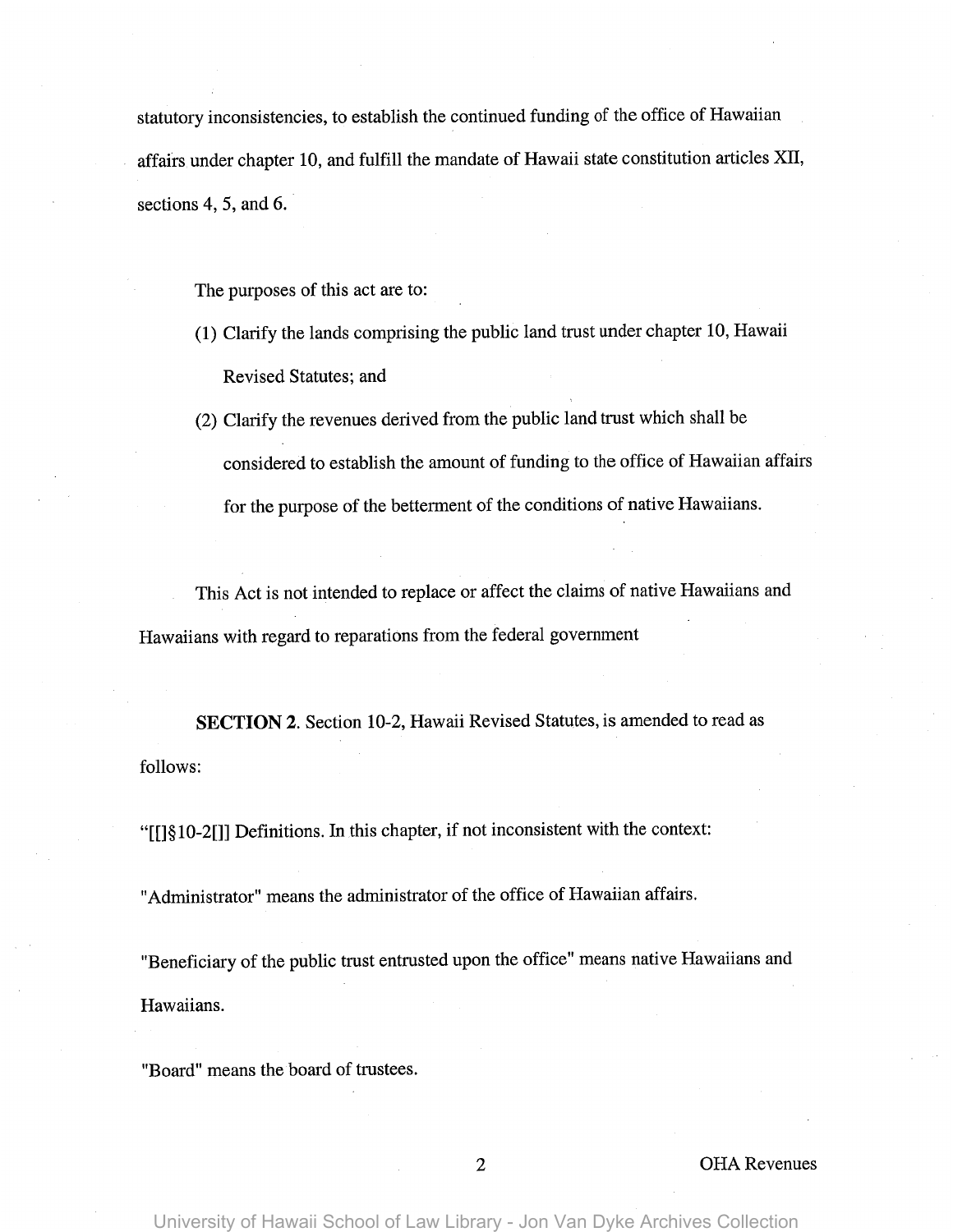statutory inconsistencies, to establish the continued funding of the office of Hawaiian affairs under chapter 10, and fulfill the mandate of Hawaii state constitution articles XII, sections 4, 5, and 6.

The purposes of this act are to:

(1) Clarify the lands comprising the public land trust under chapter 10, Hawaii Revised Statutes; and

(2) Clarify the revenues derived from the public land trust which shall be considered to establish the amount of funding to the office of Hawaiian affairs for the purpose of the betterment of the conditions of native Hawaiians.

This Act is not intended to replace or affect the claims of native Hawaiians and Hawaiians with regard to reparations from the federal government

**SECTION 2.** Section 10-2, Hawaii Revised Statutes, is amended to read as follows:

"[[]§10-2[]] Definitions. In this chapter, if not inconsistent with the context:

"Administrator" means the administrator of the office of Hawaiian affairs.

"Beneficiary of the public trust entrusted upon the office" means native Hawaiians and Hawaiians.

"Board" means the board of trustees.

OHA Revenues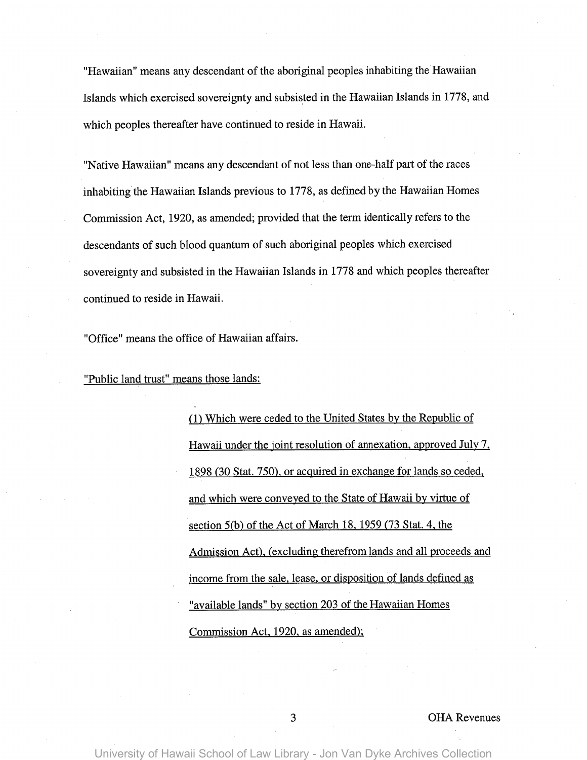"Hawaiian" means any descendant of the aboriginal peoples inhabiting the Hawaiian Islands which exercised sovereignty and subsisted in the Hawaiian Islands in 1778, and which peoples thereafter have continued to reside in Hawaii.

"Native Hawaiian" means any descendant of not less than one-half part of the races inhabiting the Hawaiian Islands previous to 1778, as defined by the Hawaiian Homes Commission Act, 1920, as amended; provided that the term identically refers to the descendants of such blood quantum of such aboriginal peoples which exercised sovereignty and subsisted in the Hawaiian Islands in 1778 and which peoples thereafter continued to reside in Hawaii.

"Office" means the office of Hawaiian affairs.

<u>"Public land trust" means those lands:</u>

> <u>(1) Which were ceded to the United States by the Republic of Hawaii under the joint resolution of annexation, approved July 7, 1898 (30 Stat. 750), or acquired in exchange for lands so ceded, and which were conveyed to the State of Hawaii by virtue of section 5(b) of the Act of March 18, 1959 (73 Stat. 4, the Admission Act), (excluding therefrom lands and all proceeds and income from the sale, lease, or disposition of lands defined as "available lands" by section 203 of the Hawaiian Homes Commission Act, 1920, as amended);</u>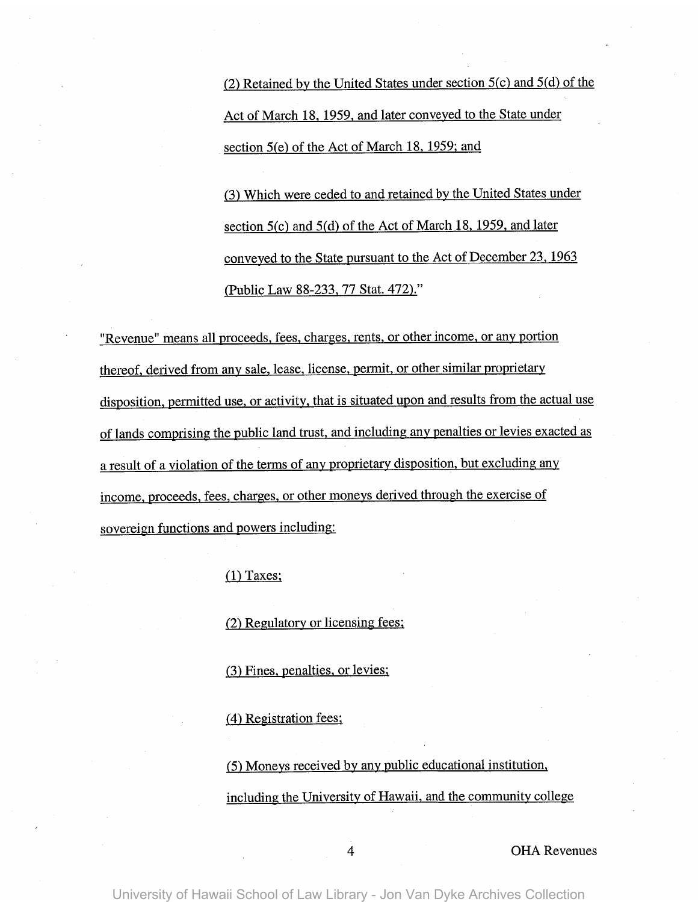(2) Retained by the United States under section 5(c) and 5(d) of the Act of March 18, 1959, and later conveyed to the State under section 5(e) of the Act of March 18, 1959; and

(3) Which were ceded to and retained by the United States under section 5(c) and 5(d) of the Act of March 18, 1959, and later conveyed to the State pursuant to the Act of December 23, 1963 (Public Law 88-233, 77 Stat. 472)."

"Revenue" means all proceeds, fees, charges, rents, or other income, or any portion thereof, derived from any sale, lease, license, permit, or other similar proprietary disposition, permitted use, or activity, that is situated upon and results from the actual use of lands comprising the public land trust, and including any penalties or levies exacted as a result of a violation of the terms of any proprietary disposition, but excluding any income, proceeds, fees, charges, or other moneys derived through the exercise of sovereign functions and powers including:

(1) Taxes;

(2) Regulatory or licensing fees;

(3) Fines, penalties, or levies;

(4) Registration fees;

(5) Moneys received by any public educational institution, including the University of Hawaii, and the community college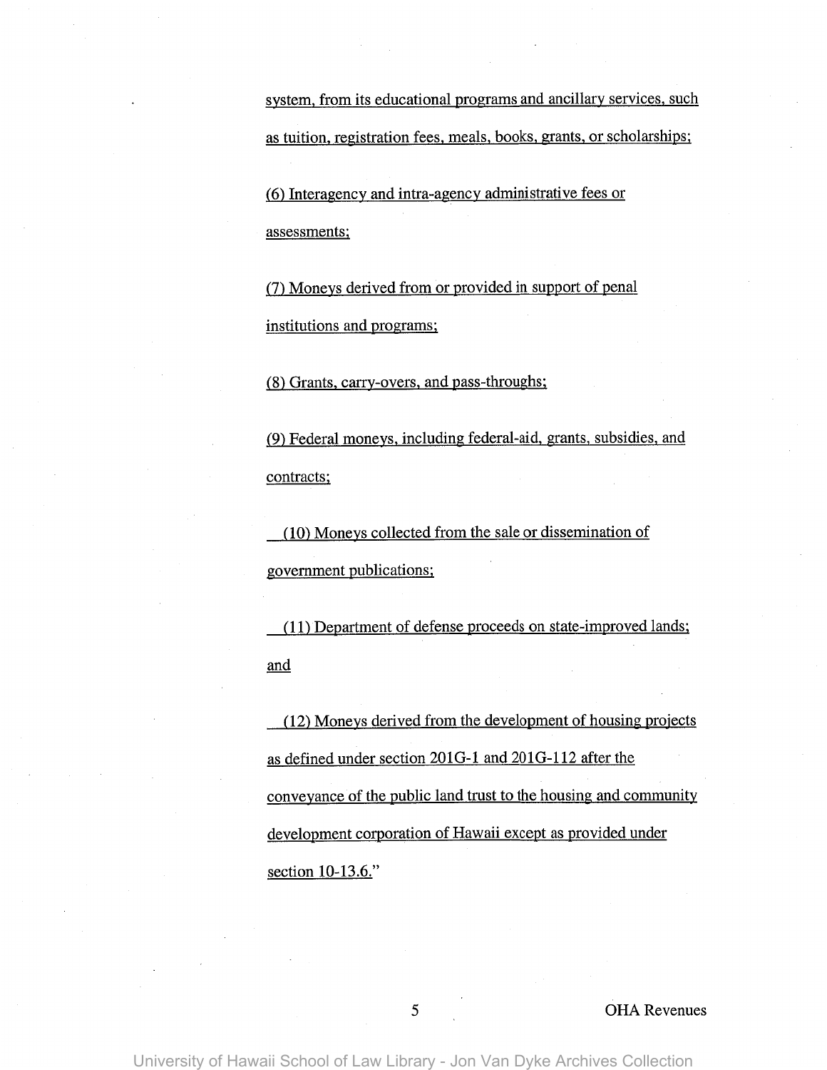system, from its educational programs and ancillary services, such as tuition, registration fees, meals, books, grants, or scholarships;

(6) Interagency and intra-agency administrative fees or assessments;

(7) Moneys derived from or provided in support of penal institutions and programs;

(8) Grants, carry-overs, and pass-throughs;

(9) Federal moneys, including federal-aid, grants, subsidies, and contracts;

(10) Moneys collected from the sale or dissemination of government publications;

(11) Department of defense proceeds on state-improved lands; and

(12) Moneys derived from the development of housing projects as defined under section 201G-1 and 201G-112 after the conveyance of the public land trust to the housing and community development corporation of Hawaii except as provided under section 10-13.6."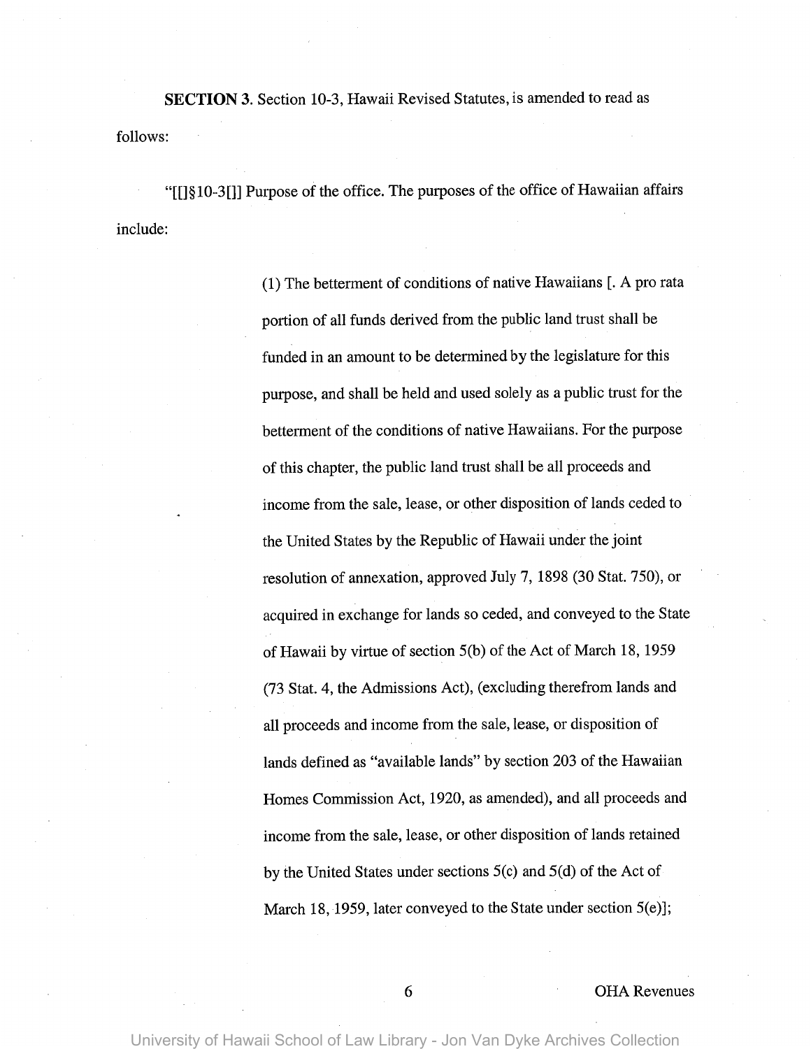**SECTION 3.** Section 10-3, Hawaii Revised Statutes, is amended to read as follows:

"[[]§10-3[]] Purpose of the office. The purposes of the office of Hawaiian affairs include:

> (1) The betterment of conditions of native Hawaiians [. A pro rata portion of all funds derived from the public land trust shall be funded in an amount to be determined by the legislature for this purpose, and shall be held and used solely as a public trust for the betterment of the conditions of native Hawaiians. For the purpose of this chapter, the public land trust shall be all proceeds and income from the sale, lease, or other disposition of lands ceded to the United States by the Republic of Hawaii under the joint resolution of annexation, approved July 7, 1898 (30 Stat. 750), or acquired in exchange for lands so ceded, and conveyed to the State of Hawaii by virtue of section 5(b) of the Act of March 18, 1959 (73 Stat. 4, the Admissions Act), (excluding therefrom lands and all proceeds and income from the sale, lease, or disposition of lands defined as "available lands" by section 203 of the Hawaiian Homes Commission Act, 1920, as amended), and all proceeds and income from the sale, lease, or other disposition of lands retained by the United States under sections 5(c) and 5(d) of the Act of March 18, 1959, later conveyed to the State under section 5(e)];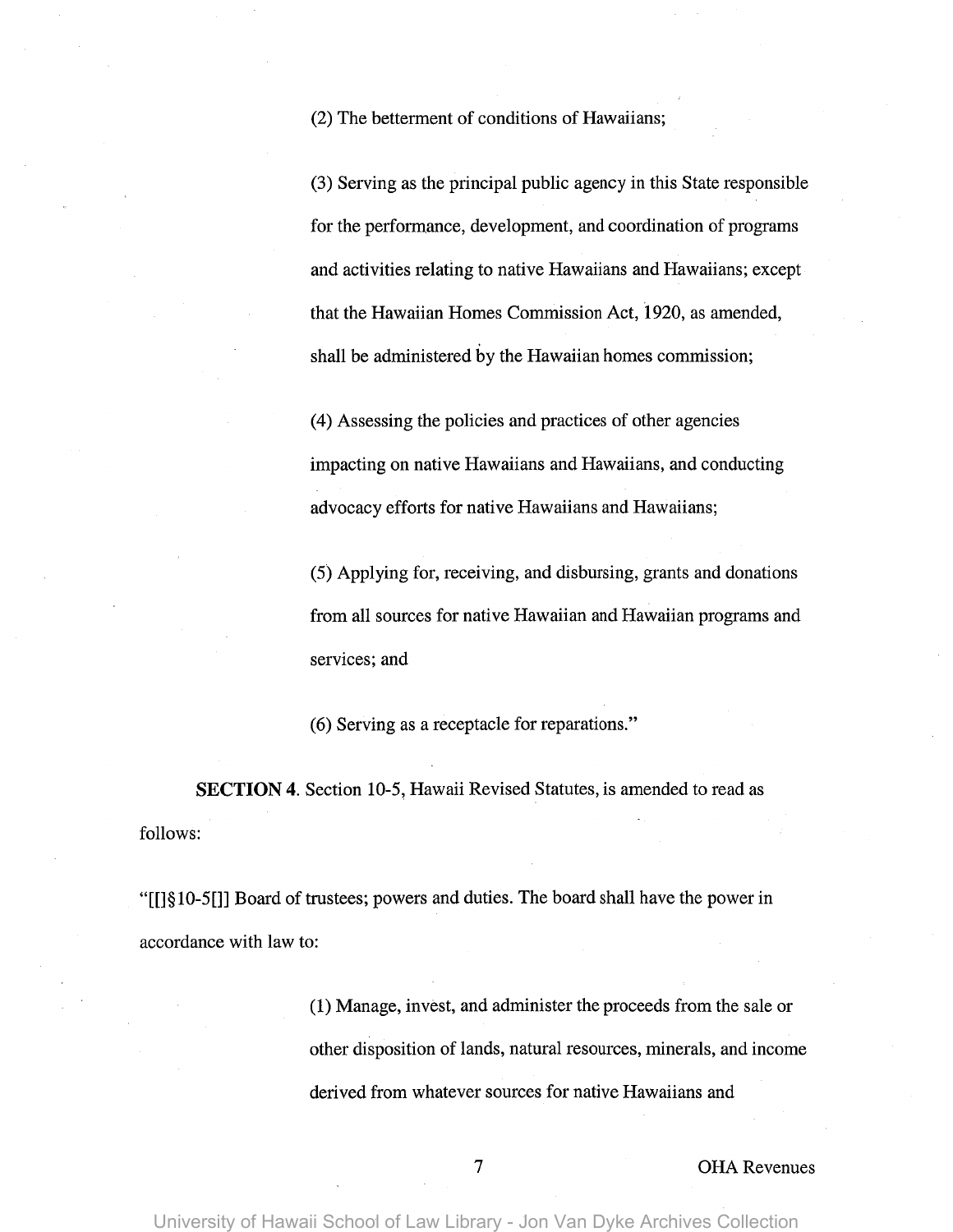(2) The betterment of conditions of Hawaiians;

(3) Serving as the principal public agency in this State responsible for the performance, development, and coordination of programs and activities relating to native Hawaiians and Hawaiians; except that the Hawaiian Homes Commission Act, 1920, as amended, shall be administered by the Hawaiian homes commission;

(4) Assessing the policies and practices of other agencies impacting on native Hawaiians and Hawaiians, and conducting advocacy efforts for native Hawaiians and Hawaiians;

(5) Applying for, receiving, and disbursing, grants and donations from all sources for native Hawaiian and Hawaiian programs and services; and

(6) Serving as a receptacle for reparations."

**SECTION 4**. Section 10-5, Hawaii Revised Statutes, is amended to read as follows:

"[[]§10-5[]] Board of trustees; powers and duties. The board shall have the power in accordance with law to:

(1) Manage, invest, and administer the proceeds from the sale or other disposition of lands, natural resources, minerals, and income derived from whatever sources for native Hawaiians and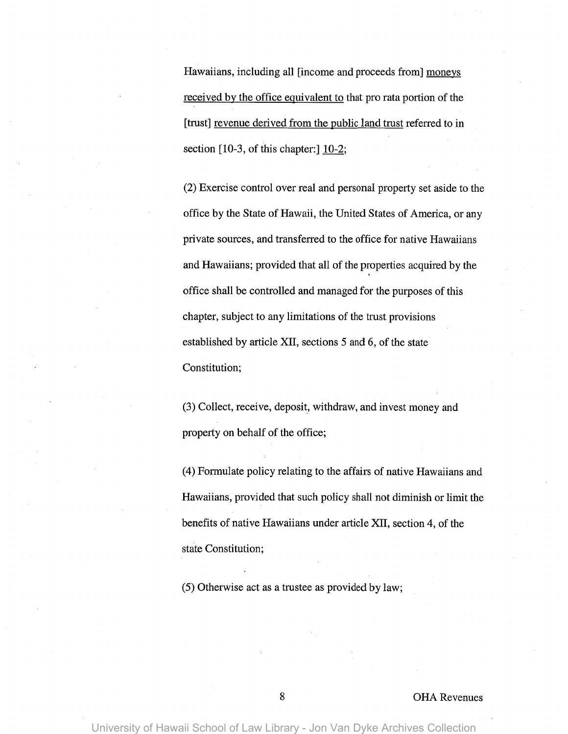Hawaiians, including all [income and proceeds from] <u>moneys received by the office equivalent to</u> that pro rata portion of the [trust] <u>revenue derived from the public land trust</u> referred to in section [10-3, of this chapter:] <u>10-2</u>;

(2) Exercise control over real and personal property set aside to the office by the State of Hawaii, the United States of America, or any private sources, and transferred to the office for native Hawaiians and Hawaiians; provided that all of the properties acquired by the office shall be controlled and managed for the purposes of this chapter, subject to any limitations of the trust provisions established by article XII, sections 5 and 6, of the state Constitution;

(3) Collect, receive, deposit, withdraw, and invest money and property on behalf of the office;

(4) Formulate policy relating to the affairs of native Hawaiians and Hawaiians, provided that such policy shall not diminish or limit the benefits of native Hawaiians under article XII, section 4, of the state Constitution;

(5) Otherwise act as a trustee as provided by law;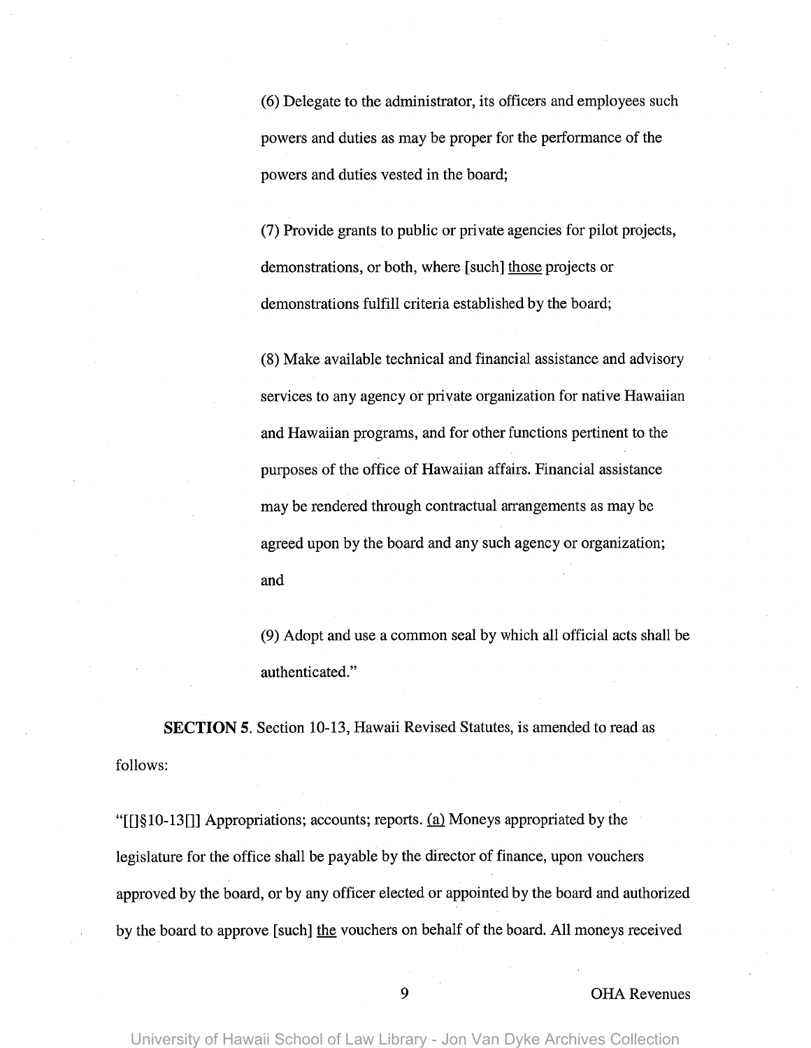(6) Delegate to the administrator, its officers and employees such powers and duties as may be proper for the performance of the powers and duties vested in the board;

(7) Provide grants to public or private agencies for pilot projects, demonstrations, or both, where [such] <u>those</u> projects or demonstrations fulfill criteria established by the board;

(8) Make available technical and financial assistance and advisory services to any agency or private organization for native Hawaiian and Hawaiian programs, and for other functions pertinent to the purposes of the office of Hawaiian affairs. Financial assistance may be rendered through contractual arrangements as may be agreed upon by the board and any such agency or organization; and

(9) Adopt and use a common seal by which all official acts shall be authenticated."

**SECTION 5**. Section 10-13, Hawaii Revised Statutes, is amended to read as follows:

"[[]§10-13[]] Appropriations; accounts; reports. <u>(a)</u> Moneys appropriated by the legislature for the office shall be payable by the director of finance, upon vouchers approved by the board, or by any officer elected or appointed by the board and authorized by the board to approve [such] <u>the</u> vouchers on behalf of the board. All moneys received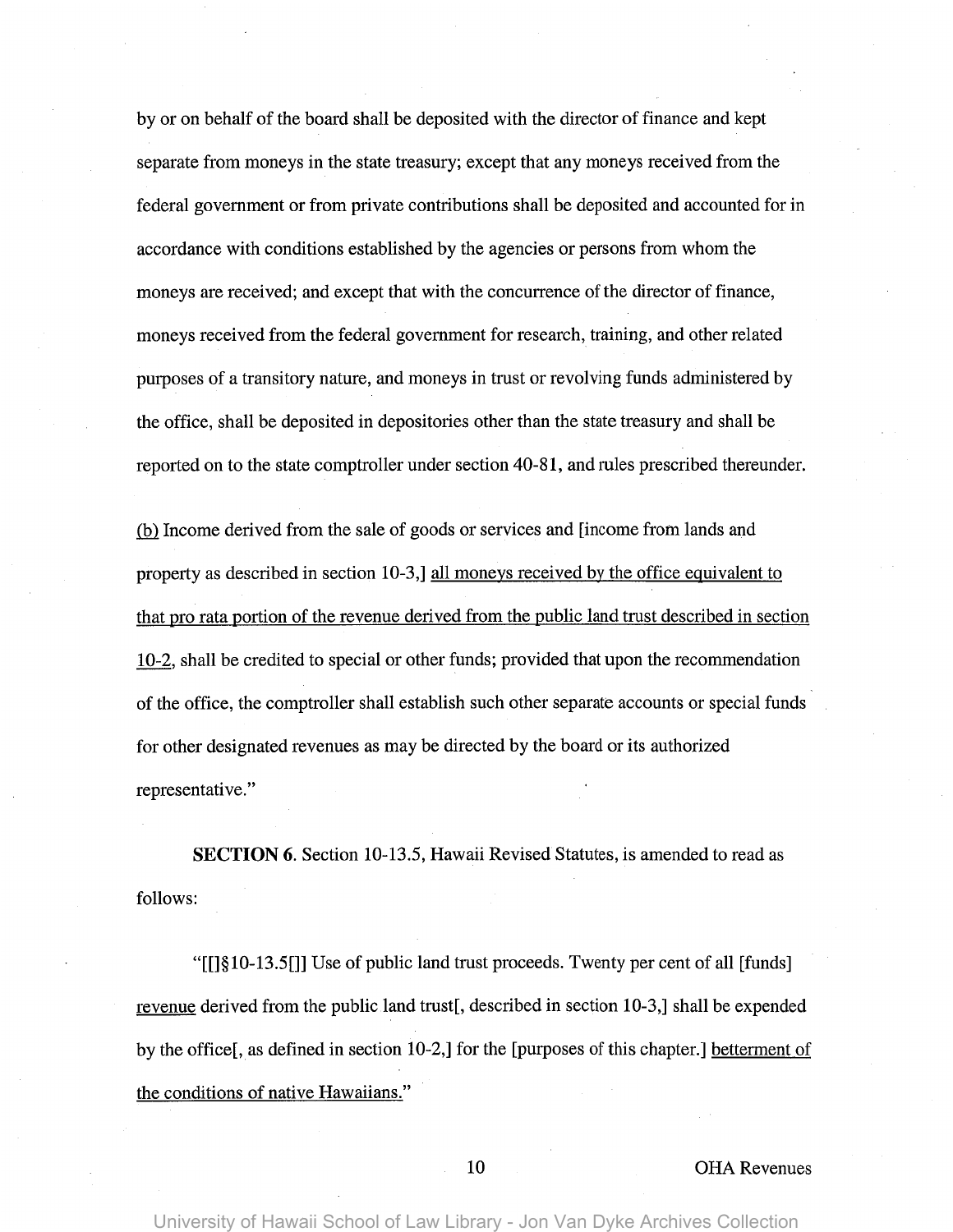by or on behalf of the board shall be deposited with the director of finance and kept separate from moneys in the state treasury; except that any moneys received from the federal government or from private contributions shall be deposited and accounted for in accordance with conditions established by the agencies or persons from whom the moneys are received; and except that with the concurrence of the director of finance, moneys received from the federal government for research, training, and other related purposes of a transitory nature, and moneys in trust or revolving funds administered by the office, shall be deposited in depositories other than the state treasury and shall be reported on to the state comptroller under section 40-81, and rules prescribed thereunder.

<u>(b)</u> Income derived from the sale of goods or services and [income from lands and property as described in section 10-3,] <u>all moneys received by the office equivalent to that pro rata portion of the revenue derived from the public land trust described in section 10-2</u>, shall be credited to special or other funds; provided that upon the recommendation of the office, the comptroller shall establish such other separate accounts or special funds for other designated revenues as may be directed by the board or its authorized representative."

**SECTION 6.** Section 10-13.5, Hawaii Revised Statutes, is amended to read as follows:

"[[]§10-13.5[]] Use of public land trust proceeds. Twenty per cent of all [funds] <u>revenue</u> derived from the public land trust[, described in section 10-3,] shall be expended by the office[, as defined in section 10-2,] for the [purposes of this chapter.] <u>betterment of the conditions of native Hawaiians.</u>"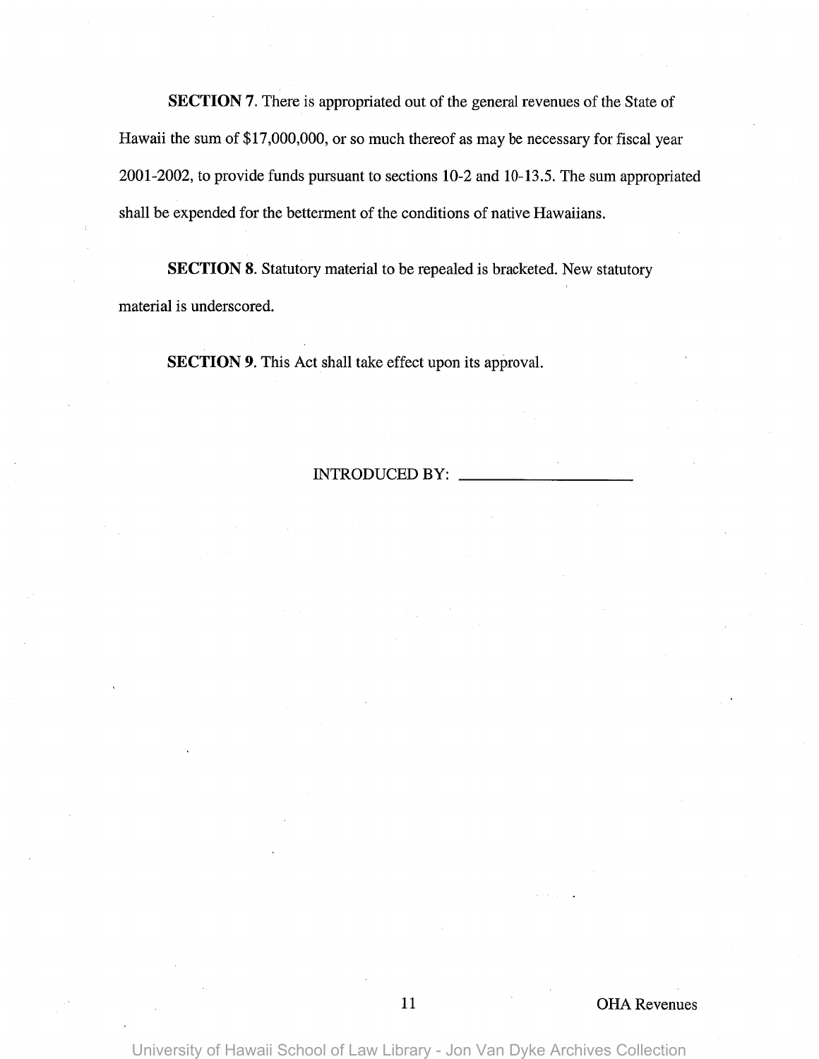**SECTION 7**. There is appropriated out of the general revenues of the State of Hawaii the sum of $17,000,000, or so much thereof as may be necessary for fiscal year 2001-2002, to provide funds pursuant to sections 10-2 and 10-13.5. The sum appropriated shall be expended for the betterment of the conditions of native Hawaiians.

**SECTION 8**. Statutory material to be repealed is bracketed. New statutory material is underscored.

**SECTION 9**. This Act shall take effect upon its approval.

INTRODUCED BY: ____________________